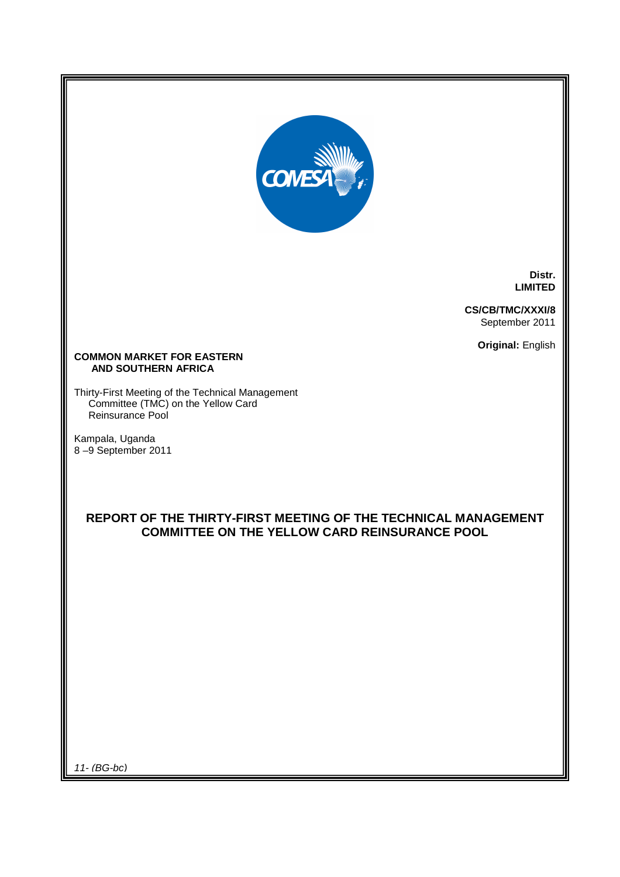**Distr.**
**LIMITED**

**CS/CB/TMC/XXXI/8**
September 2011

**Original:** English

**COMMON MARKET FOR EASTERN AND SOUTHERN AFRICA**

Thirty-First Meeting of the Technical Management Committee (TMC) on the Yellow Card Reinsurance Pool

Kampala, Uganda
8 –9 September 2011

# REPORT OF THE THIRTY-FIRST MEETING OF THE TECHNICAL MANAGEMENT COMMITTEE ON THE YELLOW CARD REINSURANCE POOL

*11- (BG-bc)*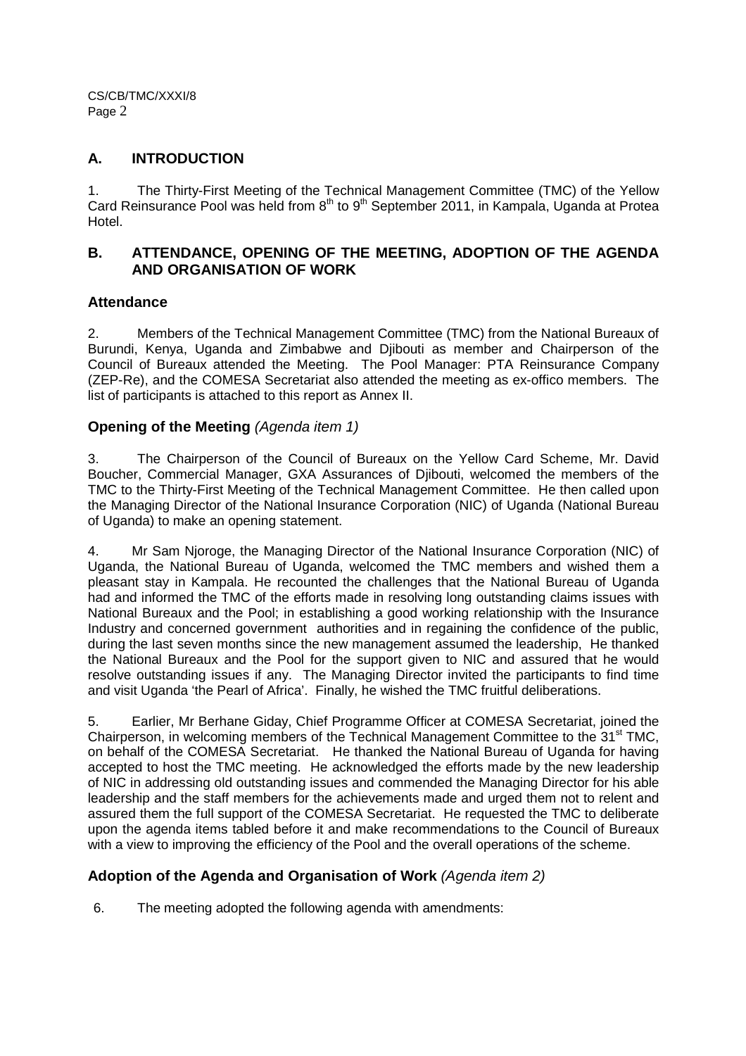## A. INTRODUCTION

1. The Thirty-First Meeting of the Technical Management Committee (TMC) of the Yellow Card Reinsurance Pool was held from 8th to 9th September 2011, in Kampala, Uganda at Protea Hotel.

## B. ATTENDANCE, OPENING OF THE MEETING, ADOPTION OF THE AGENDA AND ORGANISATION OF WORK

### Attendance

2. Members of the Technical Management Committee (TMC) from the National Bureaux of Burundi, Kenya, Uganda and Zimbabwe and Djibouti as member and Chairperson of the Council of Bureaux attended the Meeting. The Pool Manager: PTA Reinsurance Company (ZEP-Re), and the COMESA Secretariat also attended the meeting as ex-offico members. The list of participants is attached to this report as Annex II.

### Opening of the Meeting *(Agenda item 1)*

3. The Chairperson of the Council of Bureaux on the Yellow Card Scheme, Mr. David Boucher, Commercial Manager, GXA Assurances of Djibouti, welcomed the members of the TMC to the Thirty-First Meeting of the Technical Management Committee. He then called upon the Managing Director of the National Insurance Corporation (NIC) of Uganda (National Bureau of Uganda) to make an opening statement.

4. Mr Sam Njoroge, the Managing Director of the National Insurance Corporation (NIC) of Uganda, the National Bureau of Uganda, welcomed the TMC members and wished them a pleasant stay in Kampala. He recounted the challenges that the National Bureau of Uganda had and informed the TMC of the efforts made in resolving long outstanding claims issues with National Bureaux and the Pool; in establishing a good working relationship with the Insurance Industry and concerned government authorities and in regaining the confidence of the public, during the last seven months since the new management assumed the leadership, He thanked the National Bureaux and the Pool for the support given to NIC and assured that he would resolve outstanding issues if any. The Managing Director invited the participants to find time and visit Uganda 'the Pearl of Africa'. Finally, he wished the TMC fruitful deliberations.

5. Earlier, Mr Berhane Giday, Chief Programme Officer at COMESA Secretariat, joined the Chairperson, in welcoming members of the Technical Management Committee to the 31st TMC, on behalf of the COMESA Secretariat. He thanked the National Bureau of Uganda for having accepted to host the TMC meeting. He acknowledged the efforts made by the new leadership of NIC in addressing old outstanding issues and commended the Managing Director for his able leadership and the staff members for the achievements made and urged them not to relent and assured them the full support of the COMESA Secretariat. He requested the TMC to deliberate upon the agenda items tabled before it and make recommendations to the Council of Bureaux with a view to improving the efficiency of the Pool and the overall operations of the scheme.

### Adoption of the Agenda and Organisation of Work *(Agenda item 2)*

6. The meeting adopted the following agenda with amendments: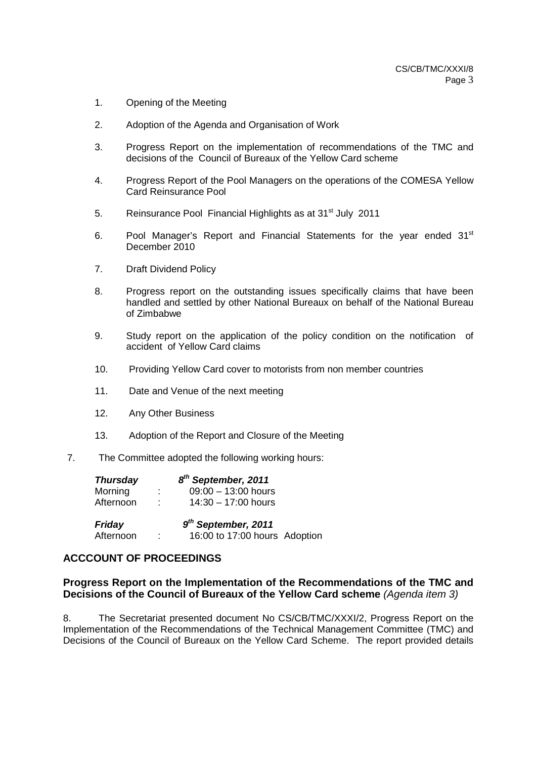1. Opening of the Meeting
2. Adoption of the Agenda and Organisation of Work
3. Progress Report on the implementation of recommendations of the TMC and decisions of the Council of Bureaux of the Yellow Card scheme
4. Progress Report of the Pool Managers on the operations of the COMESA Yellow Card Reinsurance Pool
5. Reinsurance Pool Financial Highlights as at 31st July 2011
6. Pool Manager's Report and Financial Statements for the year ended 31st December 2010
7. Draft Dividend Policy
8. Progress report on the outstanding issues specifically claims that have been handled and settled by other National Bureaux on behalf of the National Bureau of Zimbabwe
9. Study report on the application of the policy condition on the notification of accident of Yellow Card claims
10. Providing Yellow Card cover to motorists from non member countries
11. Date and Venue of the next meeting
12. Any Other Business
13. Adoption of the Report and Closure of the Meeting

7. The Committee adopted the following working hours:

| ***Thursday*** | | ***8th September, 2011*** |
|---|---|---|
| Morning | : | 09:00 – 13:00 hours |
| Afternoon | : | 14:30 – 17:00 hours |
| ***Friday*** | | ***9th September, 2011*** |
| Afternoon | : | 16:00 to 17:00 hours Adoption |

## ACCCOUNT OF PROCEEDINGS

### Progress Report on the Implementation of the Recommendations of the TMC and Decisions of the Council of Bureaux of the Yellow Card scheme *(Agenda item 3)*

8. The Secretariat presented document No CS/CB/TMC/XXXI/2, Progress Report on the Implementation of the Recommendations of the Technical Management Committee (TMC) and Decisions of the Council of Bureaux on the Yellow Card Scheme. The report provided details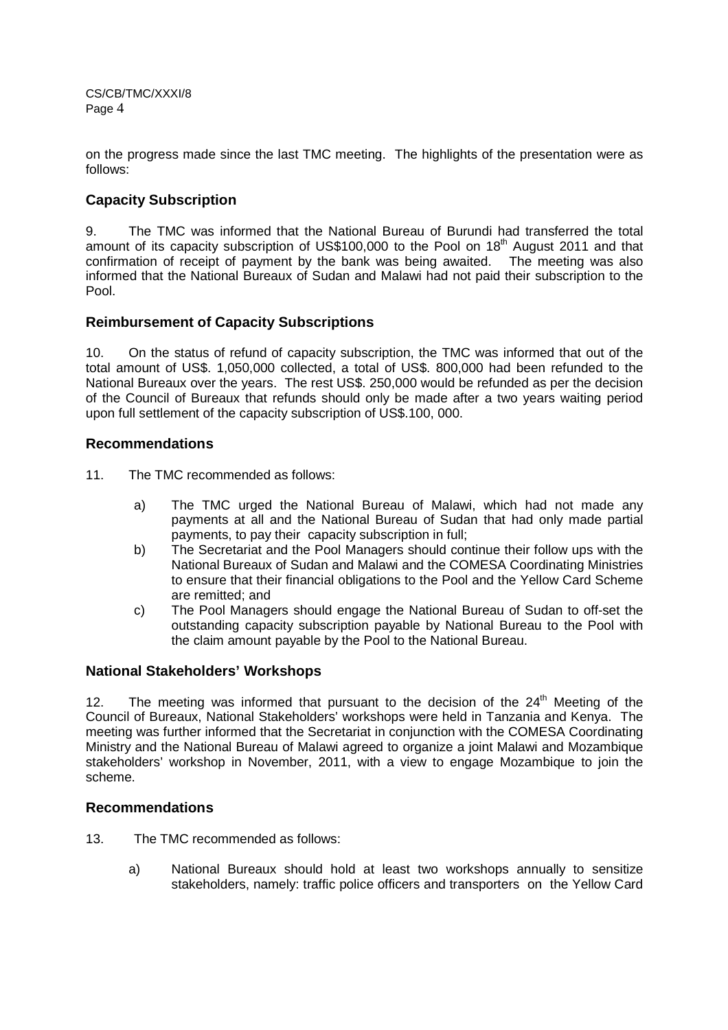on the progress made since the last TMC meeting. The highlights of the presentation were as follows:

## Capacity Subscription

9. The TMC was informed that the National Bureau of Burundi had transferred the total amount of its capacity subscription of US$100,000 to the Pool on 18th August 2011 and that confirmation of receipt of payment by the bank was being awaited. The meeting was also informed that the National Bureaux of Sudan and Malawi had not paid their subscription to the Pool.

## Reimbursement of Capacity Subscriptions

10. On the status of refund of capacity subscription, the TMC was informed that out of the total amount of US$. 1,050,000 collected, a total of US$. 800,000 had been refunded to the National Bureaux over the years. The rest US$. 250,000 would be refunded as per the decision of the Council of Bureaux that refunds should only be made after a two years waiting period upon full settlement of the capacity subscription of US$.100, 000.

## Recommendations

11. The TMC recommended as follows:

   a) The TMC urged the National Bureau of Malawi, which had not made any payments at all and the National Bureau of Sudan that had only made partial payments, to pay their capacity subscription in full;
   b) The Secretariat and the Pool Managers should continue their follow ups with the National Bureaux of Sudan and Malawi and the COMESA Coordinating Ministries to ensure that their financial obligations to the Pool and the Yellow Card Scheme are remitted; and
   c) The Pool Managers should engage the National Bureau of Sudan to off-set the outstanding capacity subscription payable by National Bureau to the Pool with the claim amount payable by the Pool to the National Bureau.

## National Stakeholders' Workshops

12. The meeting was informed that pursuant to the decision of the 24th Meeting of the Council of Bureaux, National Stakeholders' workshops were held in Tanzania and Kenya. The meeting was further informed that the Secretariat in conjunction with the COMESA Coordinating Ministry and the National Bureau of Malawi agreed to organize a joint Malawi and Mozambique stakeholders' workshop in November, 2011, with a view to engage Mozambique to join the scheme.

## Recommendations

13. The TMC recommended as follows:

   a) National Bureaux should hold at least two workshops annually to sensitize stakeholders, namely: traffic police officers and transporters on the Yellow Card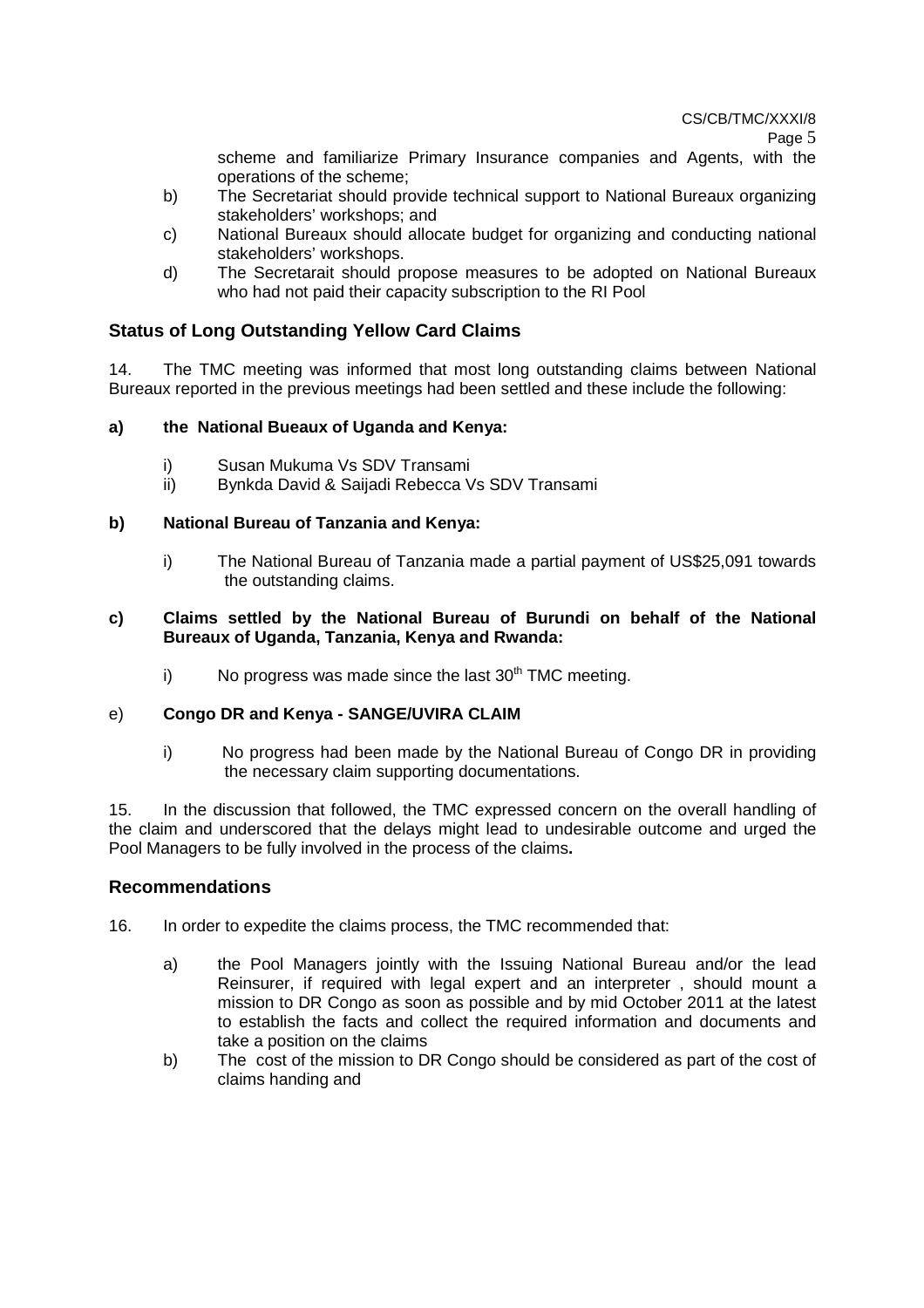scheme and familiarize Primary Insurance companies and Agents, with the operations of the scheme;

b) The Secretariat should provide technical support to National Bureaux organizing stakeholders' workshops; and

c) National Bureaux should allocate budget for organizing and conducting national stakeholders' workshops.

d) The Secretarait should propose measures to be adopted on National Bureaux who had not paid their capacity subscription to the RI Pool

## Status of Long Outstanding Yellow Card Claims

14. The TMC meeting was informed that most long outstanding claims between National Bureaux reported in the previous meetings had been settled and these include the following:

**a) the National Bueaux of Uganda and Kenya:**

i) Susan Mukuma Vs SDV Transami
ii) Bynkda David & Saijadi Rebecca Vs SDV Transami

**b) National Bureau of Tanzania and Kenya:**

i) The National Bureau of Tanzania made a partial payment of US$25,091 towards the outstanding claims.

**c) Claims settled by the National Bureau of Burundi on behalf of the National Bureaux of Uganda, Tanzania, Kenya and Rwanda:**

i) No progress was made since the last 30th TMC meeting.

e) **Congo DR and Kenya - SANGE/UVIRA CLAIM**

i) No progress had been made by the National Bureau of Congo DR in providing the necessary claim supporting documentations.

15. In the discussion that followed, the TMC expressed concern on the overall handling of the claim and underscored that the delays might lead to undesirable outcome and urged the Pool Managers to be fully involved in the process of the claims**.**

## Recommendations

16. In order to expedite the claims process, the TMC recommended that:

a) the Pool Managers jointly with the Issuing National Bureau and/or the lead Reinsurer, if required with legal expert and an interpreter , should mount a mission to DR Congo as soon as possible and by mid October 2011 at the latest to establish the facts and collect the required information and documents and take a position on the claims

b) The cost of the mission to DR Congo should be considered as part of the cost of claims handing and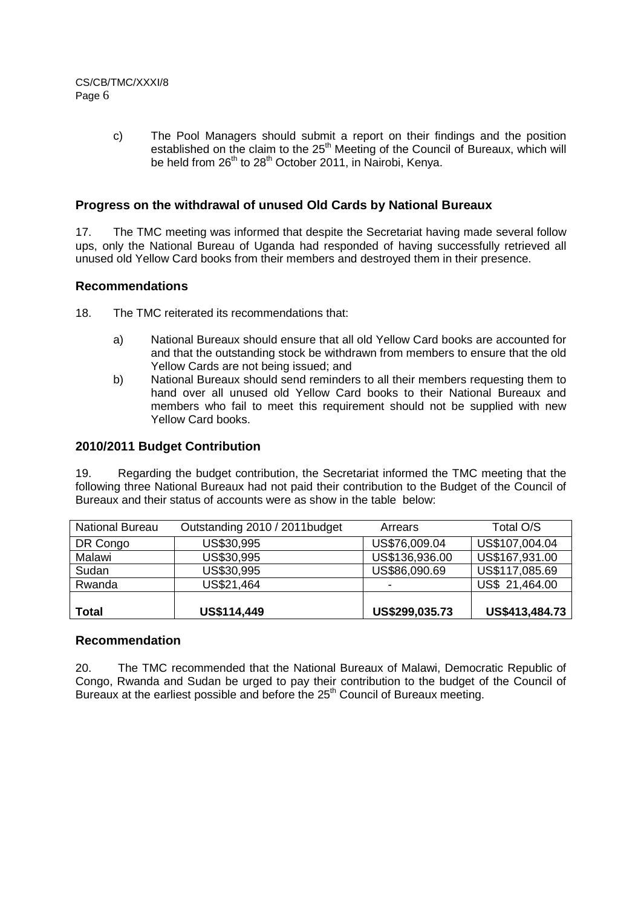c) The Pool Managers should submit a report on their findings and the position established on the claim to the 25th Meeting of the Council of Bureaux, which will be held from 26th to 28th October 2011, in Nairobi, Kenya.

## Progress on the withdrawal of unused Old Cards by National Bureaux

17. The TMC meeting was informed that despite the Secretariat having made several follow ups, only the National Bureau of Uganda had responded of having successfully retrieved all unused old Yellow Card books from their members and destroyed them in their presence.

## Recommendations

18. The TMC reiterated its recommendations that:

a) National Bureaux should ensure that all old Yellow Card books are accounted for and that the outstanding stock be withdrawn from members to ensure that the old Yellow Cards are not being issued; and

b) National Bureaux should send reminders to all their members requesting them to hand over all unused old Yellow Card books to their National Bureaux and members who fail to meet this requirement should not be supplied with new Yellow Card books.

## 2010/2011 Budget Contribution

19. Regarding the budget contribution, the Secretariat informed the TMC meeting that the following three National Bureaux had not paid their contribution to the Budget of the Council of Bureaux and their status of accounts were as show in the table below:

| National Bureau | Outstanding 2010 / 2011budget | Arrears | Total O/S |
|---|---|---|---|
| DR Congo | US$30,995 | US$76,009.04 | US$107,004.04 |
| Malawi | US$30,995 | US$136,936.00 | US$167,931.00 |
| Sudan | US$30,995 | US$86,090.69 | US$117,085.69 |
| Rwanda | US$21,464 | - | US$ 21,464.00 |
| **Total** | **US$114,449** | **US$299,035.73** | **US$413,484.73** |

## Recommendation

20. The TMC recommended that the National Bureaux of Malawi, Democratic Republic of Congo, Rwanda and Sudan be urged to pay their contribution to the budget of the Council of Bureaux at the earliest possible and before the 25th Council of Bureaux meeting.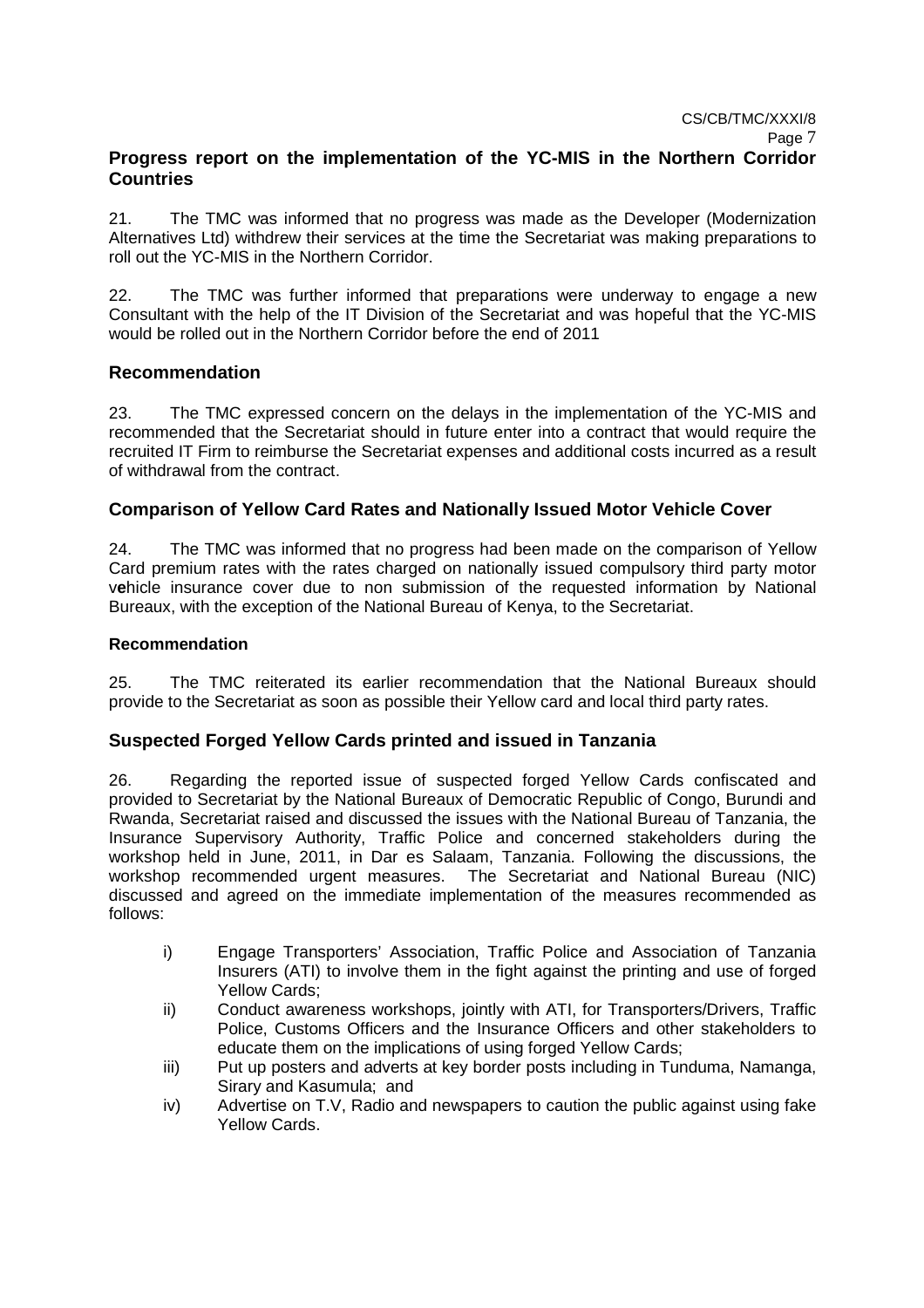## Progress report on the implementation of the YC-MIS in the Northern Corridor Countries

21. The TMC was informed that no progress was made as the Developer (Modernization Alternatives Ltd) withdrew their services at the time the Secretariat was making preparations to roll out the YC-MIS in the Northern Corridor.

22. The TMC was further informed that preparations were underway to engage a new Consultant with the help of the IT Division of the Secretariat and was hopeful that the YC-MIS would be rolled out in the Northern Corridor before the end of 2011

## Recommendation

23. The TMC expressed concern on the delays in the implementation of the YC-MIS and recommended that the Secretariat should in future enter into a contract that would require the recruited IT Firm to reimburse the Secretariat expenses and additional costs incurred as a result of withdrawal from the contract.

## Comparison of Yellow Card Rates and Nationally Issued Motor Vehicle Cover

24. The TMC was informed that no progress had been made on the comparison of Yellow Card premium rates with the rates charged on nationally issued compulsory third party motor vehicle insurance cover due to non submission of the requested information by National Bureaux, with the exception of the National Bureau of Kenya, to the Secretariat.

### Recommendation

25. The TMC reiterated its earlier recommendation that the National Bureaux should provide to the Secretariat as soon as possible their Yellow card and local third party rates.

## Suspected Forged Yellow Cards printed and issued in Tanzania

26. Regarding the reported issue of suspected forged Yellow Cards confiscated and provided to Secretariat by the National Bureaux of Democratic Republic of Congo, Burundi and Rwanda, Secretariat raised and discussed the issues with the National Bureau of Tanzania, the Insurance Supervisory Authority, Traffic Police and concerned stakeholders during the workshop held in June, 2011, in Dar es Salaam, Tanzania. Following the discussions, the workshop recommended urgent measures. The Secretariat and National Bureau (NIC) discussed and agreed on the immediate implementation of the measures recommended as follows:

- i) Engage Transporters' Association, Traffic Police and Association of Tanzania Insurers (ATI) to involve them in the fight against the printing and use of forged Yellow Cards;
- ii) Conduct awareness workshops, jointly with ATI, for Transporters/Drivers, Traffic Police, Customs Officers and the Insurance Officers and other stakeholders to educate them on the implications of using forged Yellow Cards;
- iii) Put up posters and adverts at key border posts including in Tunduma, Namanga, Sirary and Kasumula; and
- iv) Advertise on T.V, Radio and newspapers to caution the public against using fake Yellow Cards.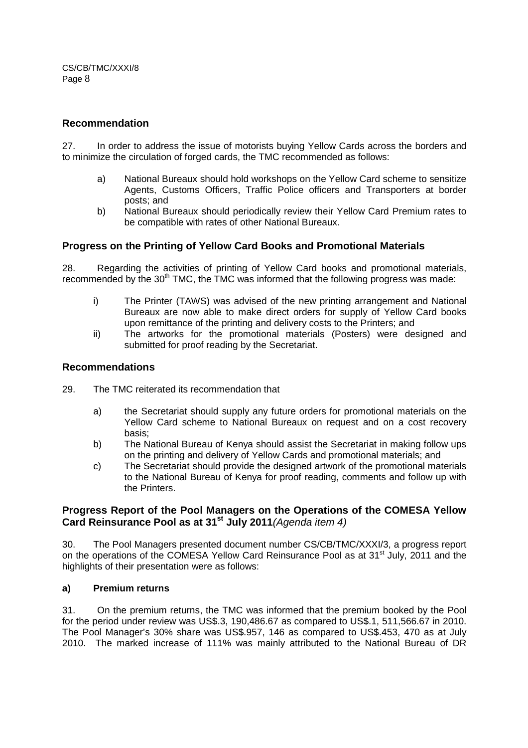## Recommendation

27. In order to address the issue of motorists buying Yellow Cards across the borders and to minimize the circulation of forged cards, the TMC recommended as follows:

   a) National Bureaux should hold workshops on the Yellow Card scheme to sensitize Agents, Customs Officers, Traffic Police officers and Transporters at border posts; and
   b) National Bureaux should periodically review their Yellow Card Premium rates to be compatible with rates of other National Bureaux.

## Progress on the Printing of Yellow Card Books and Promotional Materials

28. Regarding the activities of printing of Yellow Card books and promotional materials, recommended by the 30th TMC, the TMC was informed that the following progress was made:

   i) The Printer (TAWS) was advised of the new printing arrangement and National Bureaux are now able to make direct orders for supply of Yellow Card books upon remittance of the printing and delivery costs to the Printers; and
   ii) The artworks for the promotional materials (Posters) were designed and submitted for proof reading by the Secretariat.

## Recommendations

29. The TMC reiterated its recommendation that

   a) the Secretariat should supply any future orders for promotional materials on the Yellow Card scheme to National Bureaux on request and on a cost recovery basis;
   b) The National Bureau of Kenya should assist the Secretariat in making follow ups on the printing and delivery of Yellow Cards and promotional materials; and
   c) The Secretariat should provide the designed artwork of the promotional materials to the National Bureau of Kenya for proof reading, comments and follow up with the Printers.

## Progress Report of the Pool Managers on the Operations of the COMESA Yellow Card Reinsurance Pool as at 31st July 2011 *(Agenda item 4)*

30. The Pool Managers presented document number CS/CB/TMC/XXXI/3, a progress report on the operations of the COMESA Yellow Card Reinsurance Pool as at 31st July, 2011 and the highlights of their presentation were as follows:

### a) Premium returns

31. On the premium returns, the TMC was informed that the premium booked by the Pool for the period under review was US$.3, 190,486.67 as compared to US$.1, 511,566.67 in 2010. The Pool Manager's 30% share was US$.957, 146 as compared to US$.453, 470 as at July 2010. The marked increase of 111% was mainly attributed to the National Bureau of DR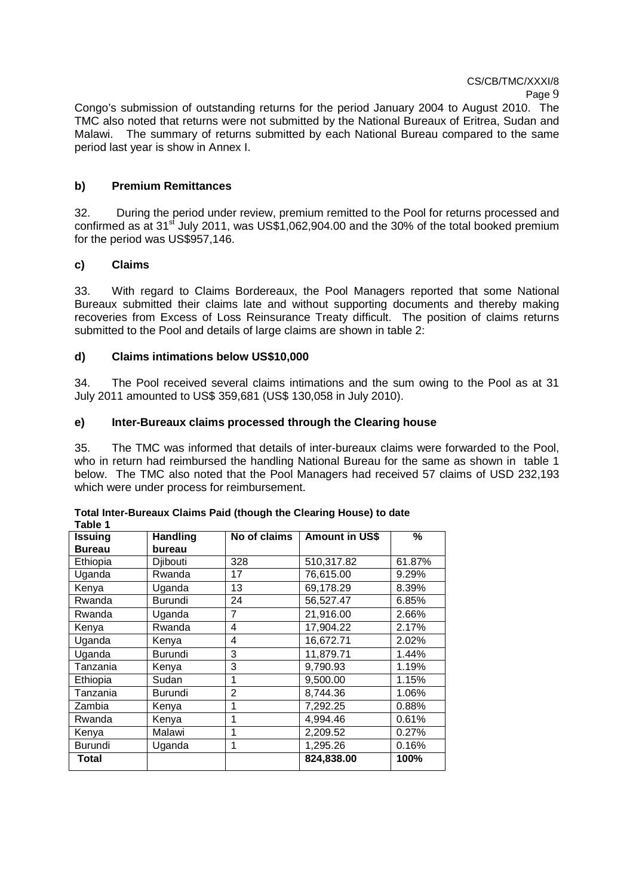Congo's submission of outstanding returns for the period January 2004 to August 2010. The TMC also noted that returns were not submitted by the National Bureaux of Eritrea, Sudan and Malawi. The summary of returns submitted by each National Bureau compared to the same period last year is show in Annex I.

### b) Premium Remittances

32. During the period under review, premium remitted to the Pool for returns processed and confirmed as at 31st July 2011, was US$1,062,904.00 and the 30% of the total booked premium for the period was US$957,146.

### c) Claims

33. With regard to Claims Bordereaux, the Pool Managers reported that some National Bureaux submitted their claims late and without supporting documents and thereby making recoveries from Excess of Loss Reinsurance Treaty difficult. The position of claims returns submitted to the Pool and details of large claims are shown in table 2:

### d) Claims intimations below US$10,000

34. The Pool received several claims intimations and the sum owing to the Pool as at 31 July 2011 amounted to US$ 359,681 (US$ 130,058 in July 2010).

### e) Inter-Bureaux claims processed through the Clearing house

35. The TMC was informed that details of inter-bureaux claims were forwarded to the Pool, who in return had reimbursed the handling National Bureau for the same as shown in table 1 below. The TMC also noted that the Pool Managers had received 57 claims of USD 232,193 which were under process for reimbursement.

**Total Inter-Bureaux Claims Paid (though the Clearing House) to date**
**Table 1**

| Issuing Bureau | Handling bureau | No of claims | Amount in US$ | % |
|---|---|---|---|---|
| Ethiopia | Djibouti | 328 | 510,317.82 | 61.87% |
| Uganda | Rwanda | 17 | 76,615.00 | 9.29% |
| Kenya | Uganda | 13 | 69,178.29 | 8.39% |
| Rwanda | Burundi | 24 | 56,527.47 | 6.85% |
| Rwanda | Uganda | 7 | 21,916.00 | 2.66% |
| Kenya | Rwanda | 4 | 17,904.22 | 2.17% |
| Uganda | Kenya | 4 | 16,672.71 | 2.02% |
| Uganda | Burundi | 3 | 11,879.71 | 1.44% |
| Tanzania | Kenya | 3 | 9,790.93 | 1.19% |
| Ethiopia | Sudan | 1 | 9,500.00 | 1.15% |
| Tanzania | Burundi | 2 | 8,744.36 | 1.06% |
| Zambia | Kenya | 1 | 7,292.25 | 0.88% |
| Rwanda | Kenya | 1 | 4,994.46 | 0.61% |
| Kenya | Malawi | 1 | 2,209.52 | 0.27% |
| Burundi | Uganda | 1 | 1,295.26 | 0.16% |
| **Total** | | | **824,838.00** | **100%** |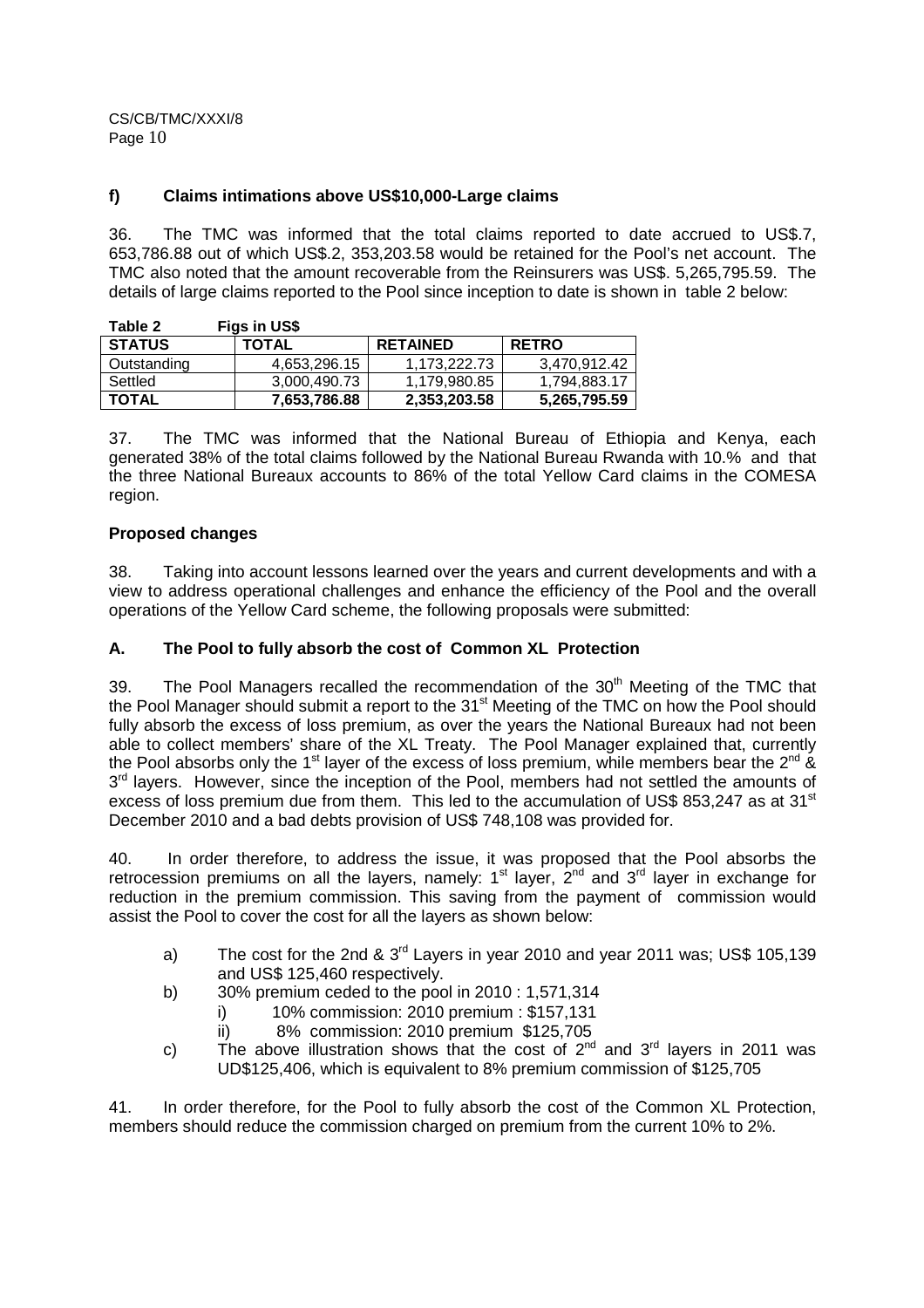### f) Claims intimations above US$10,000-Large claims

36. The TMC was informed that the total claims reported to date accrued to US$.7, 653,786.88 out of which US$.2, 353,203.58 would be retained for the Pool's net account. The TMC also noted that the amount recoverable from the Reinsurers was US$. 5,265,795.59. The details of large claims reported to the Pool since inception to date is shown in table 2 below:

**Table 2 Figs in US$**

| STATUS | TOTAL | RETAINED | RETRO |
|---|---|---|---|
| Outstanding | 4,653,296.15 | 1,173,222.73 | 3,470,912.42 |
| Settled | 3,000,490.73 | 1,179,980.85 | 1,794,883.17 |
| **TOTAL** | **7,653,786.88** | **2,353,203.58** | **5,265,795.59** |

37. The TMC was informed that the National Bureau of Ethiopia and Kenya, each generated 38% of the total claims followed by the National Bureau Rwanda with 10.% and that the three National Bureaux accounts to 86% of the total Yellow Card claims in the COMESA region.

**Proposed changes**

38. Taking into account lessons learned over the years and current developments and with a view to address operational challenges and enhance the efficiency of the Pool and the overall operations of the Yellow Card scheme, the following proposals were submitted:

### A. The Pool to fully absorb the cost of Common XL Protection

39. The Pool Managers recalled the recommendation of the 30th Meeting of the TMC that the Pool Manager should submit a report to the 31st Meeting of the TMC on how the Pool should fully absorb the excess of loss premium, as over the years the National Bureaux had not been able to collect members' share of the XL Treaty. The Pool Manager explained that, currently the Pool absorbs only the 1st layer of the excess of loss premium, while members bear the 2nd & 3rd layers. However, since the inception of the Pool, members had not settled the amounts of excess of loss premium due from them. This led to the accumulation of US$ 853,247 as at 31st December 2010 and a bad debts provision of US$ 748,108 was provided for.

40. In order therefore, to address the issue, it was proposed that the Pool absorbs the retrocession premiums on all the layers, namely: 1st layer, 2nd and 3rd layer in exchange for reduction in the premium commission. This saving from the payment of commission would assist the Pool to cover the cost for all the layers as shown below:

a) The cost for the 2nd & 3rd Layers in year 2010 and year 2011 was; US$ 105,139 and US$ 125,460 respectively.

b) 30% premium ceded to the pool in 2010 : 1,571,314
   i) 10% commission: 2010 premium : $157,131
   ii) 8% commission: 2010 premium $125,705

c) The above illustration shows that the cost of 2nd and 3rd layers in 2011 was UD$125,406, which is equivalent to 8% premium commission of $125,705

41. In order therefore, for the Pool to fully absorb the cost of the Common XL Protection, members should reduce the commission charged on premium from the current 10% to 2%.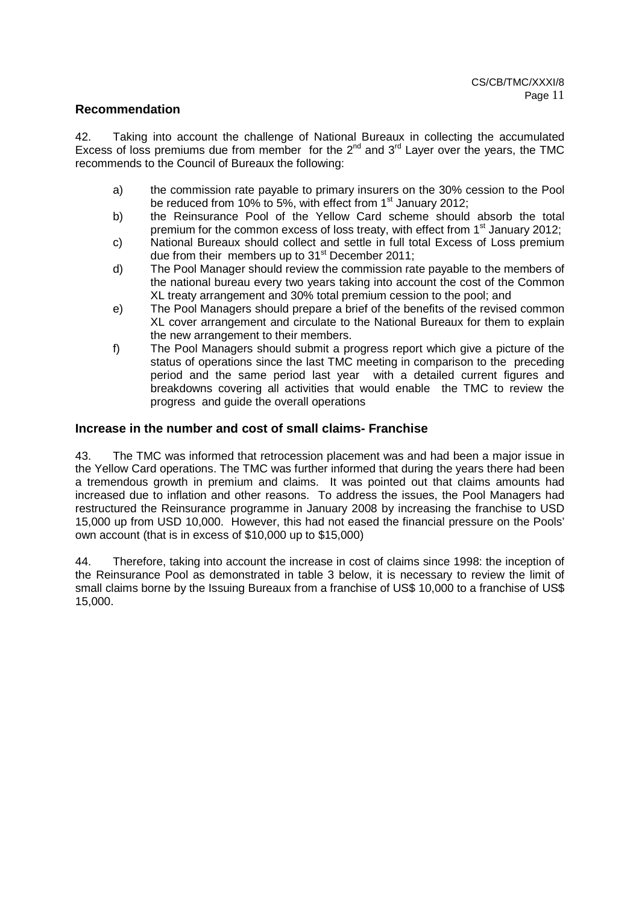## Recommendation

42. Taking into account the challenge of National Bureaux in collecting the accumulated Excess of loss premiums due from member for the 2nd and 3rd Layer over the years, the TMC recommends to the Council of Bureaux the following:

a) the commission rate payable to primary insurers on the 30% cession to the Pool be reduced from 10% to 5%, with effect from 1st January 2012;

b) the Reinsurance Pool of the Yellow Card scheme should absorb the total premium for the common excess of loss treaty, with effect from 1st January 2012;

c) National Bureaux should collect and settle in full total Excess of Loss premium due from their members up to 31st December 2011;

d) The Pool Manager should review the commission rate payable to the members of the national bureau every two years taking into account the cost of the Common XL treaty arrangement and 30% total premium cession to the pool; and

e) The Pool Managers should prepare a brief of the benefits of the revised common XL cover arrangement and circulate to the National Bureaux for them to explain the new arrangement to their members.

f) The Pool Managers should submit a progress report which give a picture of the status of operations since the last TMC meeting in comparison to the preceding period and the same period last year with a detailed current figures and breakdowns covering all activities that would enable the TMC to review the progress and guide the overall operations

## Increase in the number and cost of small claims- Franchise

43. The TMC was informed that retrocession placement was and had been a major issue in the Yellow Card operations. The TMC was further informed that during the years there had been a tremendous growth in premium and claims. It was pointed out that claims amounts had increased due to inflation and other reasons. To address the issues, the Pool Managers had restructured the Reinsurance programme in January 2008 by increasing the franchise to USD 15,000 up from USD 10,000. However, this had not eased the financial pressure on the Pools' own account (that is in excess of $10,000 up to $15,000)

44. Therefore, taking into account the increase in cost of claims since 1998: the inception of the Reinsurance Pool as demonstrated in table 3 below, it is necessary to review the limit of small claims borne by the Issuing Bureaux from a franchise of US$ 10,000 to a franchise of US$ 15,000.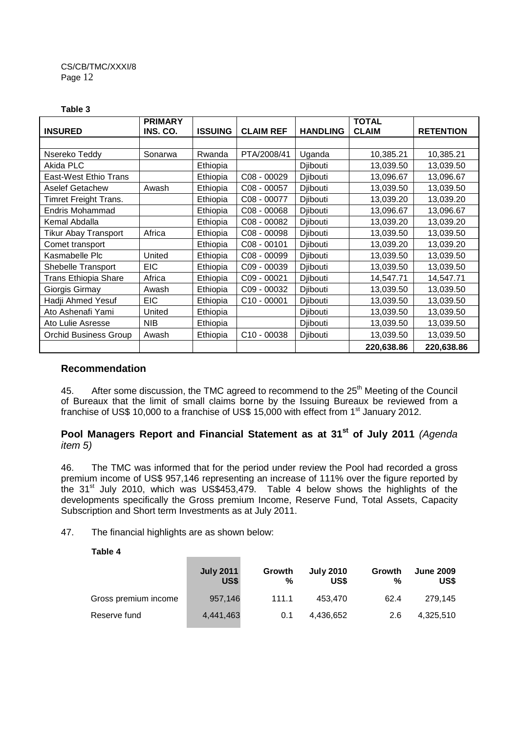**Table 3**

| INSURED | PRIMARY INS. CO. | ISSUING | CLAIM REF | HANDLING | TOTAL CLAIM | RETENTION |
|---|---|---|---|---|---|---|
| | | | | | | |
| Nsereko Teddy | Sonarwa | Rwanda | PTA/2008/41 | Uganda | 10,385.21 | 10,385.21 |
| Akida PLC | | Ethiopia | | Djibouti | 13,039.50 | 13,039.50 |
| East-West Ethio Trans | | Ethiopia | C08 - 00029 | Djibouti | 13,096.67 | 13,096.67 |
| Aselef Getachew | Awash | Ethiopia | C08 - 00057 | Djibouti | 13,039.50 | 13,039.50 |
| Timret Freight Trans. | | Ethiopia | C08 - 00077 | Djibouti | 13,039.20 | 13,039.20 |
| Endris Mohammad | | Ethiopia | C08 - 00068 | Djibouti | 13,096.67 | 13,096.67 |
| Kemal Abdalla | | Ethiopia | C08 - 00082 | Djibouti | 13,039.20 | 13,039.20 |
| Tikur Abay Transport | Africa | Ethiopia | C08 - 00098 | Djibouti | 13,039.50 | 13,039.50 |
| Comet transport | | Ethiopia | C08 - 00101 | Djibouti | 13,039.20 | 13,039.20 |
| Kasmabelle Plc | United | Ethiopia | C08 - 00099 | Djibouti | 13,039.50 | 13,039.50 |
| Shebelle Transport | EIC | Ethiopia | C09 - 00039 | Djibouti | 13,039.50 | 13,039.50 |
| Trans Ethiopia Share | Africa | Ethiopia | C09 - 00021 | Djibouti | 14,547.71 | 14,547.71 |
| Giorgis Girmay | Awash | Ethiopia | C09 - 00032 | Djibouti | 13,039.50 | 13,039.50 |
| Hadji Ahmed Yesuf | EIC | Ethiopia | C10 - 00001 | Djibouti | 13,039.50 | 13,039.50 |
| Ato Ashenafi Yami | United | Ethiopia | | Djibouti | 13,039.50 | 13,039.50 |
| Ato Lulie Asresse | NIB | Ethiopia | | Djibouti | 13,039.50 | 13,039.50 |
| Orchid Business Group | Awash | Ethiopia | C10 - 00038 | Djibouti | 13,039.50 | 13,039.50 |
| | | | | | **220,638.86** | **220,638.86** |

## Recommendation

45. After some discussion, the TMC agreed to recommend to the 25th Meeting of the Council of Bureaux that the limit of small claims borne by the Issuing Bureaux be reviewed from a franchise of US$ 10,000 to a franchise of US$ 15,000 with effect from 1st January 2012.

## Pool Managers Report and Financial Statement as at 31st of July 2011 *(Agenda item 5)*

46. The TMC was informed that for the period under review the Pool had recorded a gross premium income of US$ 957,146 representing an increase of 111% over the figure reported by the 31st July 2010, which was US$453,479. Table 4 below shows the highlights of the developments specifically the Gross premium Income, Reserve Fund, Total Assets, Capacity Subscription and Short term Investments as at July 2011.

47. The financial highlights are as shown below:

**Table 4**

| | July 2011 US$ | Growth % | July 2010 US$ | Growth % | June 2009 US$ |
|---|---|---|---|---|---|
| Gross premium income | 957,146 | 111.1 | 453,470 | 62.4 | 279,145 |
| Reserve fund | 4,441,463 | 0.1 | 4,436,652 | 2.6 | 4,325,510 |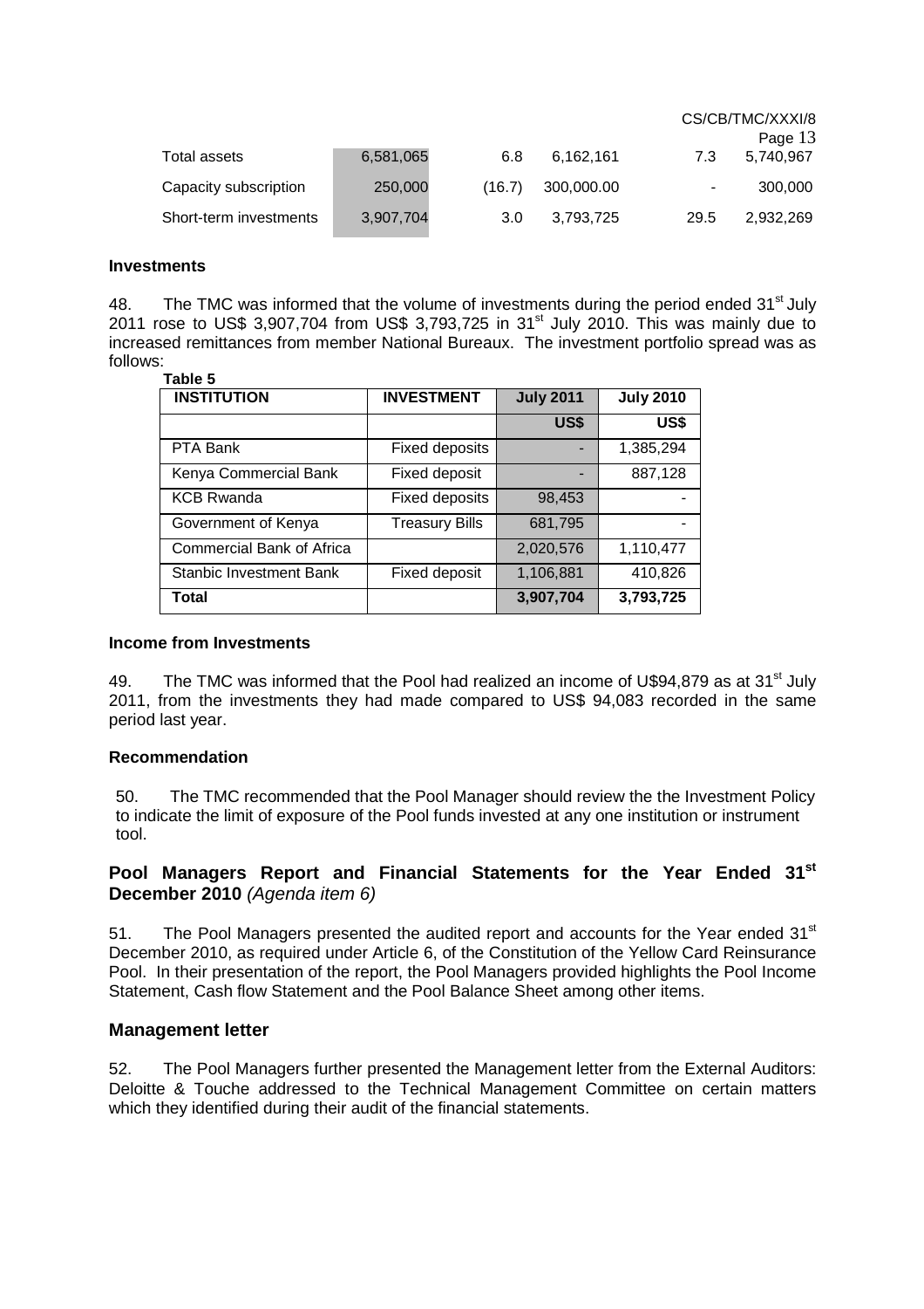| | | | | | |
|---|---|---|---|---|---|
| Total assets | 6,581,065 | 6.8 | 6,162,161 | 7.3 | 5,740,967 |
| Capacity subscription | 250,000 | (16.7) | 300,000.00 | - | 300,000 |
| Short-term investments | 3,907,704 | 3.0 | 3,793,725 | 29.5 | 2,932,269 |

**Investments**

48. The TMC was informed that the volume of investments during the period ended 31st July 2011 rose to US$ 3,907,704 from US$ 3,793,725 in 31st July 2010. This was mainly due to increased remittances from member National Bureaux. The investment portfolio spread was as follows:

**Table 5**

| INSTITUTION | INVESTMENT | July 2011 | July 2010 |
|---|---|---|---|
| | | US$ | US$ |
| PTA Bank | Fixed deposits | - | 1,385,294 |
| Kenya Commercial Bank | Fixed deposit | - | 887,128 |
| KCB Rwanda | Fixed deposits | 98,453 | - |
| Government of Kenya | Treasury Bills | 681,795 | - |
| Commercial Bank of Africa | | 2,020,576 | 1,110,477 |
| Stanbic Investment Bank | Fixed deposit | 1,106,881 | 410,826 |
| **Total** | | **3,907,704** | **3,793,725** |

**Income from Investments**

49. The TMC was informed that the Pool had realized an income of U$94,879 as at 31st July 2011, from the investments they had made compared to US$ 94,083 recorded in the same period last year.

**Recommendation**

50. The TMC recommended that the Pool Manager should review the the Investment Policy to indicate the limit of exposure of the Pool funds invested at any one institution or instrument tool.

## Pool Managers Report and Financial Statements for the Year Ended 31st December 2010 *(Agenda item 6)*

51. The Pool Managers presented the audited report and accounts for the Year ended 31st December 2010, as required under Article 6, of the Constitution of the Yellow Card Reinsurance Pool. In their presentation of the report, the Pool Managers provided highlights the Pool Income Statement, Cash flow Statement and the Pool Balance Sheet among other items.

## Management letter

52. The Pool Managers further presented the Management letter from the External Auditors: Deloitte & Touche addressed to the Technical Management Committee on certain matters which they identified during their audit of the financial statements.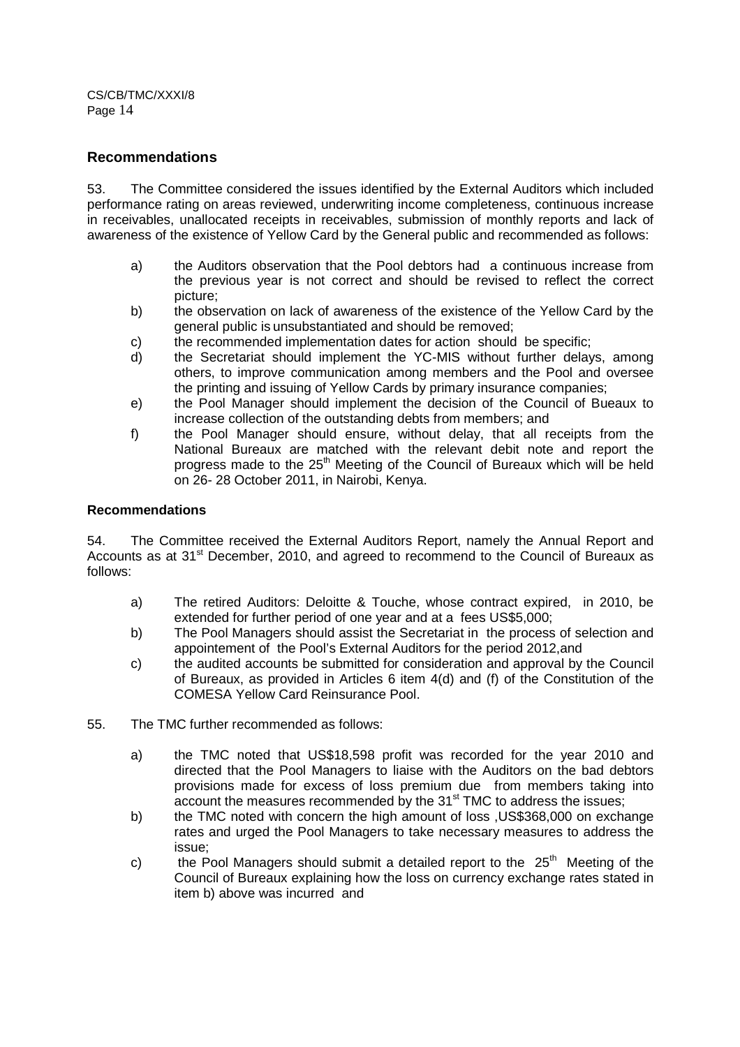## Recommendations

53. The Committee considered the issues identified by the External Auditors which included performance rating on areas reviewed, underwriting income completeness, continuous increase in receivables, unallocated receipts in receivables, submission of monthly reports and lack of awareness of the existence of Yellow Card by the General public and recommended as follows:

a) the Auditors observation that the Pool debtors had a continuous increase from the previous year is not correct and should be revised to reflect the correct picture;

b) the observation on lack of awareness of the existence of the Yellow Card by the general public is unsubstantiated and should be removed;

c) the recommended implementation dates for action should be specific;

d) the Secretariat should implement the YC-MIS without further delays, among others, to improve communication among members and the Pool and oversee the printing and issuing of Yellow Cards by primary insurance companies;

e) the Pool Manager should implement the decision of the Council of Bueaux to increase collection of the outstanding debts from members; and

f) the Pool Manager should ensure, without delay, that all receipts from the National Bureaux are matched with the relevant debit note and report the progress made to the 25th Meeting of the Council of Bureaux which will be held on 26- 28 October 2011, in Nairobi, Kenya.

**Recommendations**

54. The Committee received the External Auditors Report, namely the Annual Report and Accounts as at 31st December, 2010, and agreed to recommend to the Council of Bureaux as follows:

a) The retired Auditors: Deloitte & Touche, whose contract expired, in 2010, be extended for further period of one year and at a fees US$5,000;

b) The Pool Managers should assist the Secretariat in the process of selection and appointement of the Pool's External Auditors for the period 2012,and

c) the audited accounts be submitted for consideration and approval by the Council of Bureaux, as provided in Articles 6 item 4(d) and (f) of the Constitution of the COMESA Yellow Card Reinsurance Pool.

55. The TMC further recommended as follows:

a) the TMC noted that US$18,598 profit was recorded for the year 2010 and directed that the Pool Managers to liaise with the Auditors on the bad debtors provisions made for excess of loss premium due from members taking into account the measures recommended by the 31st TMC to address the issues;

b) the TMC noted with concern the high amount of loss ,US$368,000 on exchange rates and urged the Pool Managers to take necessary measures to address the issue;

c) the Pool Managers should submit a detailed report to the 25th Meeting of the Council of Bureaux explaining how the loss on currency exchange rates stated in item b) above was incurred and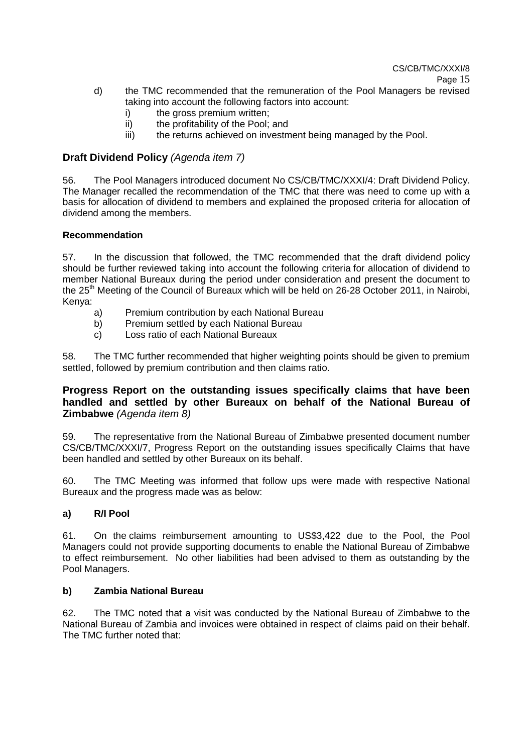d) the TMC recommended that the remuneration of the Pool Managers be revised taking into account the following factors into account:
   i) the gross premium written;
   ii) the profitability of the Pool; and
   iii) the returns achieved on investment being managed by the Pool.

## Draft Dividend Policy *(Agenda item 7)*

56. The Pool Managers introduced document No CS/CB/TMC/XXXI/4: Draft Dividend Policy. The Manager recalled the recommendation of the TMC that there was need to come up with a basis for allocation of dividend to members and explained the proposed criteria for allocation of dividend among the members.

### Recommendation

57. In the discussion that followed, the TMC recommended that the draft dividend policy should be further reviewed taking into account the following criteria for allocation of dividend to member National Bureaux during the period under consideration and present the document to the 25th Meeting of the Council of Bureaux which will be held on 26-28 October 2011, in Nairobi, Kenya:

   a) Premium contribution by each National Bureau
   b) Premium settled by each National Bureau
   c) Loss ratio of each National Bureaux

58. The TMC further recommended that higher weighting points should be given to premium settled, followed by premium contribution and then claims ratio.

## Progress Report on the outstanding issues specifically claims that have been handled and settled by other Bureaux on behalf of the National Bureau of Zimbabwe *(Agenda item 8)*

59. The representative from the National Bureau of Zimbabwe presented document number CS/CB/TMC/XXXI/7, Progress Report on the outstanding issues specifically Claims that have been handled and settled by other Bureaux on its behalf.

60. The TMC Meeting was informed that follow ups were made with respective National Bureaux and the progress made was as below:

### a) R/I Pool

61. On the claims reimbursement amounting to US$3,422 due to the Pool, the Pool Managers could not provide supporting documents to enable the National Bureau of Zimbabwe to effect reimbursement. No other liabilities had been advised to them as outstanding by the Pool Managers.

### b) Zambia National Bureau

62. The TMC noted that a visit was conducted by the National Bureau of Zimbabwe to the National Bureau of Zambia and invoices were obtained in respect of claims paid on their behalf. The TMC further noted that: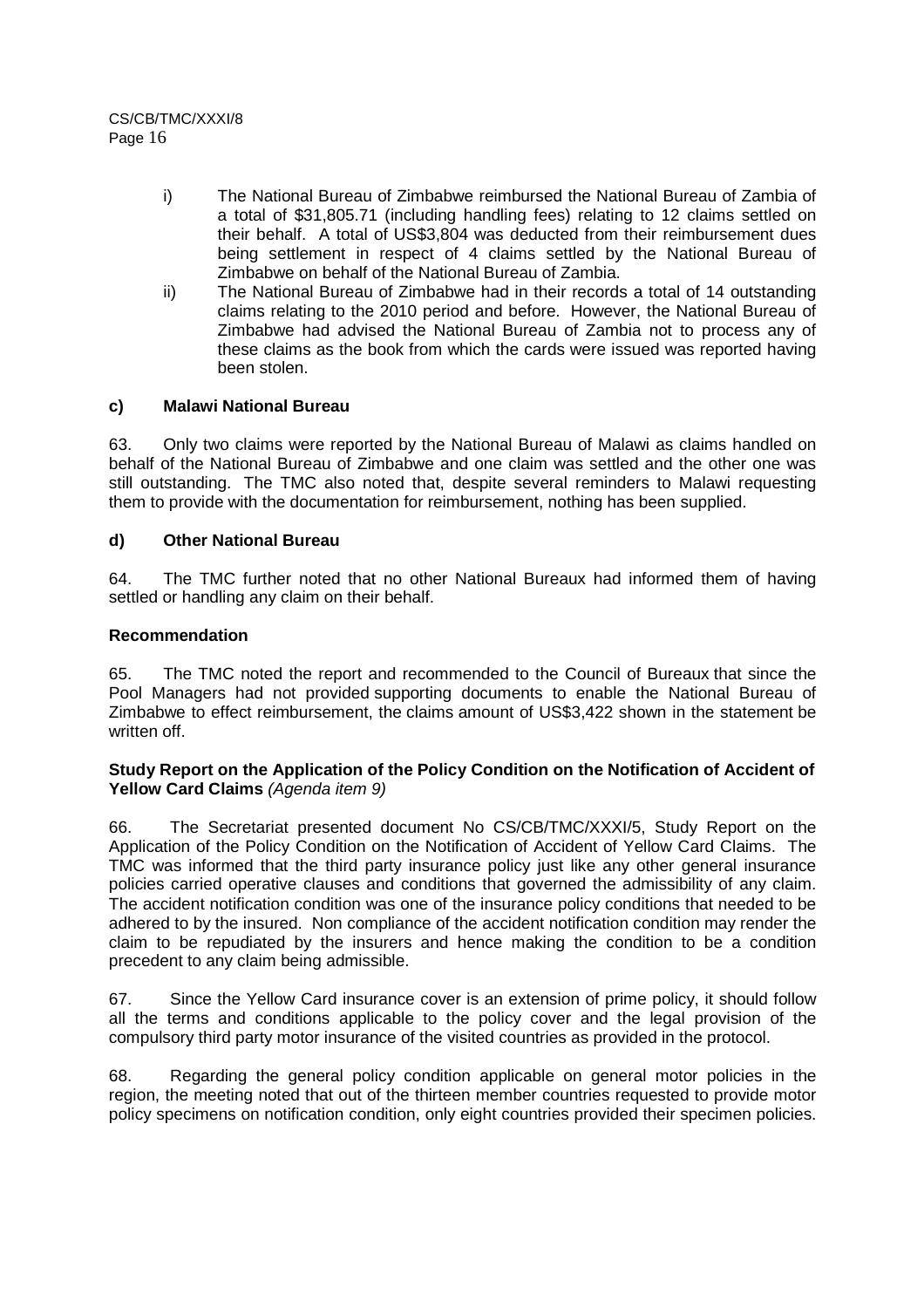i) The National Bureau of Zimbabwe reimbursed the National Bureau of Zambia of a total of $31,805.71 (including handling fees) relating to 12 claims settled on their behalf. A total of US$3,804 was deducted from their reimbursement dues being settlement in respect of 4 claims settled by the National Bureau of Zimbabwe on behalf of the National Bureau of Zambia.

ii) The National Bureau of Zimbabwe had in their records a total of 14 outstanding claims relating to the 2010 period and before. However, the National Bureau of Zimbabwe had advised the National Bureau of Zambia not to process any of these claims as the book from which the cards were issued was reported having been stolen.

**c) Malawi National Bureau**

63. Only two claims were reported by the National Bureau of Malawi as claims handled on behalf of the National Bureau of Zimbabwe and one claim was settled and the other one was still outstanding. The TMC also noted that, despite several reminders to Malawi requesting them to provide with the documentation for reimbursement, nothing has been supplied.

**d) Other National Bureau**

64. The TMC further noted that no other National Bureaux had informed them of having settled or handling any claim on their behalf.

**Recommendation**

65. The TMC noted the report and recommended to the Council of Bureaux that since the Pool Managers had not provided supporting documents to enable the National Bureau of Zimbabwe to effect reimbursement, the claims amount of US$3,422 shown in the statement be written off.

**Study Report on the Application of the Policy Condition on the Notification of Accident of Yellow Card Claims** *(Agenda item 9)*

66. The Secretariat presented document No CS/CB/TMC/XXXI/5, Study Report on the Application of the Policy Condition on the Notification of Accident of Yellow Card Claims. The TMC was informed that the third party insurance policy just like any other general insurance policies carried operative clauses and conditions that governed the admissibility of any claim. The accident notification condition was one of the insurance policy conditions that needed to be adhered to by the insured. Non compliance of the accident notification condition may render the claim to be repudiated by the insurers and hence making the condition to be a condition precedent to any claim being admissible.

67. Since the Yellow Card insurance cover is an extension of prime policy, it should follow all the terms and conditions applicable to the policy cover and the legal provision of the compulsory third party motor insurance of the visited countries as provided in the protocol.

68. Regarding the general policy condition applicable on general motor policies in the region, the meeting noted that out of the thirteen member countries requested to provide motor policy specimens on notification condition, only eight countries provided their specimen policies.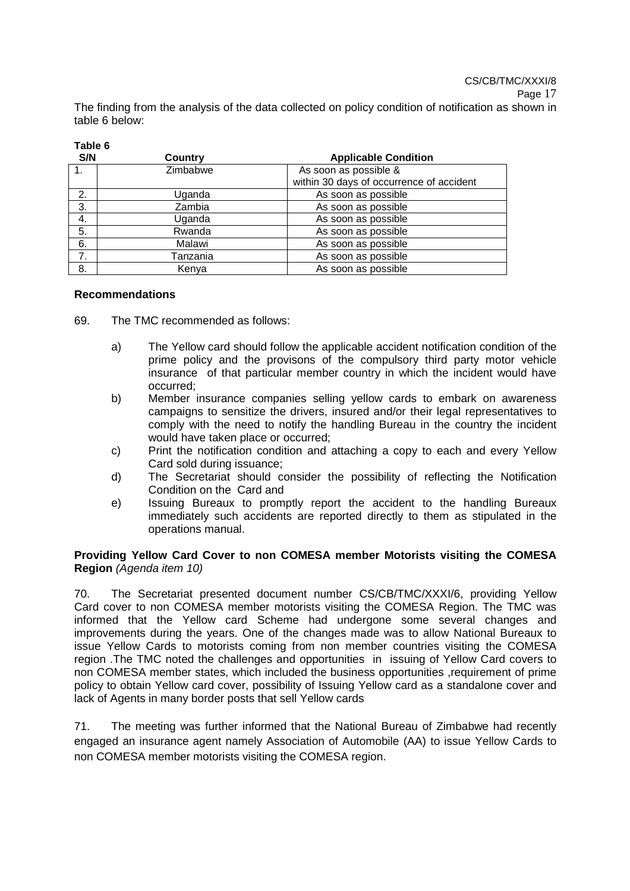The finding from the analysis of the data collected on policy condition of notification as shown in table 6 below:

**Table 6**

| S/N | Country | Applicable Condition |
|---|---|---|
| 1. | Zimbabwe | As soon as possible & within 30 days of occurrence of accident |
| 2. | Uganda | As soon as possible |
| 3. | Zambia | As soon as possible |
| 4. | Uganda | As soon as possible |
| 5. | Rwanda | As soon as possible |
| 6. | Malawi | As soon as possible |
| 7. | Tanzania | As soon as possible |
| 8. | Kenya | As soon as possible |

**Recommendations**

69. The TMC recommended as follows:

a) The Yellow card should follow the applicable accident notification condition of the prime policy and the provisons of the compulsory third party motor vehicle insurance of that particular member country in which the incident would have occurred;

b) Member insurance companies selling yellow cards to embark on awareness campaigns to sensitize the drivers, insured and/or their legal representatives to comply with the need to notify the handling Bureau in the country the incident would have taken place or occurred;

c) Print the notification condition and attaching a copy to each and every Yellow Card sold during issuance;

d) The Secretariat should consider the possibility of reflecting the Notification Condition on the Card and

e) Issuing Bureaux to promptly report the accident to the handling Bureaux immediately such accidents are reported directly to them as stipulated in the operations manual.

**Providing Yellow Card Cover to non COMESA member Motorists visiting the COMESA Region** *(Agenda item 10)*

70. The Secretariat presented document number CS/CB/TMC/XXXI/6, providing Yellow Card cover to non COMESA member motorists visiting the COMESA Region. The TMC was informed that the Yellow card Scheme had undergone some several changes and improvements during the years. One of the changes made was to allow National Bureaux to issue Yellow Cards to motorists coming from non member countries visiting the COMESA region .The TMC noted the challenges and opportunities in issuing of Yellow Card covers to non COMESA member states, which included the business opportunities ,requirement of prime policy to obtain Yellow card cover, possibility of Issuing Yellow card as a standalone cover and lack of Agents in many border posts that sell Yellow cards

71. The meeting was further informed that the National Bureau of Zimbabwe had recently engaged an insurance agent namely Association of Automobile (AA) to issue Yellow Cards to non COMESA member motorists visiting the COMESA region.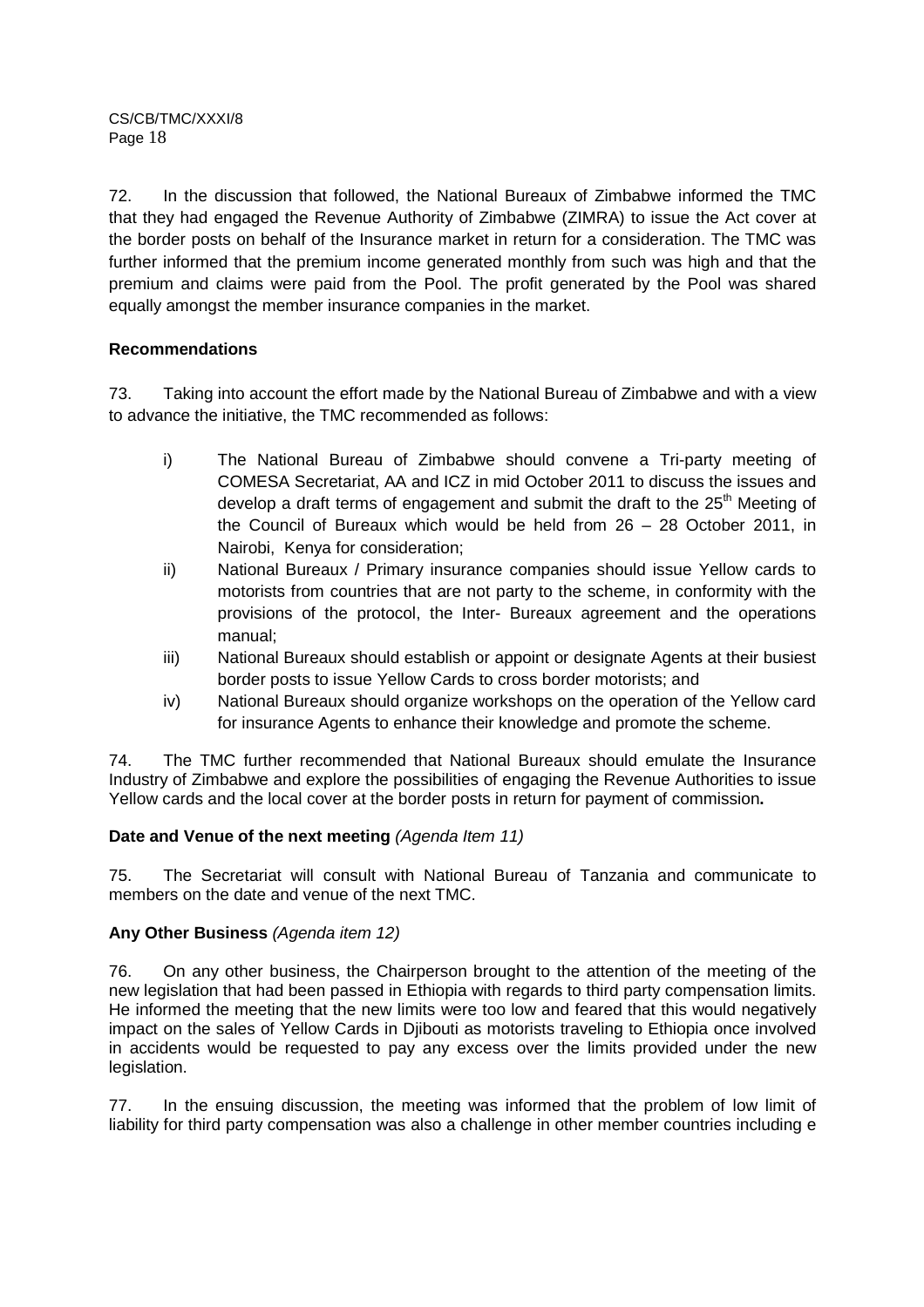72. In the discussion that followed, the National Bureaux of Zimbabwe informed the TMC that they had engaged the Revenue Authority of Zimbabwe (ZIMRA) to issue the Act cover at the border posts on behalf of the Insurance market in return for a consideration. The TMC was further informed that the premium income generated monthly from such was high and that the premium and claims were paid from the Pool. The profit generated by the Pool was shared equally amongst the member insurance companies in the market.

**Recommendations**

73. Taking into account the effort made by the National Bureau of Zimbabwe and with a view to advance the initiative, the TMC recommended as follows:

i) The National Bureau of Zimbabwe should convene a Tri-party meeting of COMESA Secretariat, AA and ICZ in mid October 2011 to discuss the issues and develop a draft terms of engagement and submit the draft to the 25th Meeting of the Council of Bureaux which would be held from 26 – 28 October 2011, in Nairobi, Kenya for consideration;

ii) National Bureaux / Primary insurance companies should issue Yellow cards to motorists from countries that are not party to the scheme, in conformity with the provisions of the protocol, the Inter- Bureaux agreement and the operations manual;

iii) National Bureaux should establish or appoint or designate Agents at their busiest border posts to issue Yellow Cards to cross border motorists; and

iv) National Bureaux should organize workshops on the operation of the Yellow card for insurance Agents to enhance their knowledge and promote the scheme.

74. The TMC further recommended that National Bureaux should emulate the Insurance Industry of Zimbabwe and explore the possibilities of engaging the Revenue Authorities to issue Yellow cards and the local cover at the border posts in return for payment of commission**.**

**Date and Venue of the next meeting** *(Agenda Item 11)*

75. The Secretariat will consult with National Bureau of Tanzania and communicate to members on the date and venue of the next TMC.

**Any Other Business** *(Agenda item 12)*

76. On any other business, the Chairperson brought to the attention of the meeting of the new legislation that had been passed in Ethiopia with regards to third party compensation limits. He informed the meeting that the new limits were too low and feared that this would negatively impact on the sales of Yellow Cards in Djibouti as motorists traveling to Ethiopia once involved in accidents would be requested to pay any excess over the limits provided under the new legislation.

77. In the ensuing discussion, the meeting was informed that the problem of low limit of liability for third party compensation was also a challenge in other member countries including e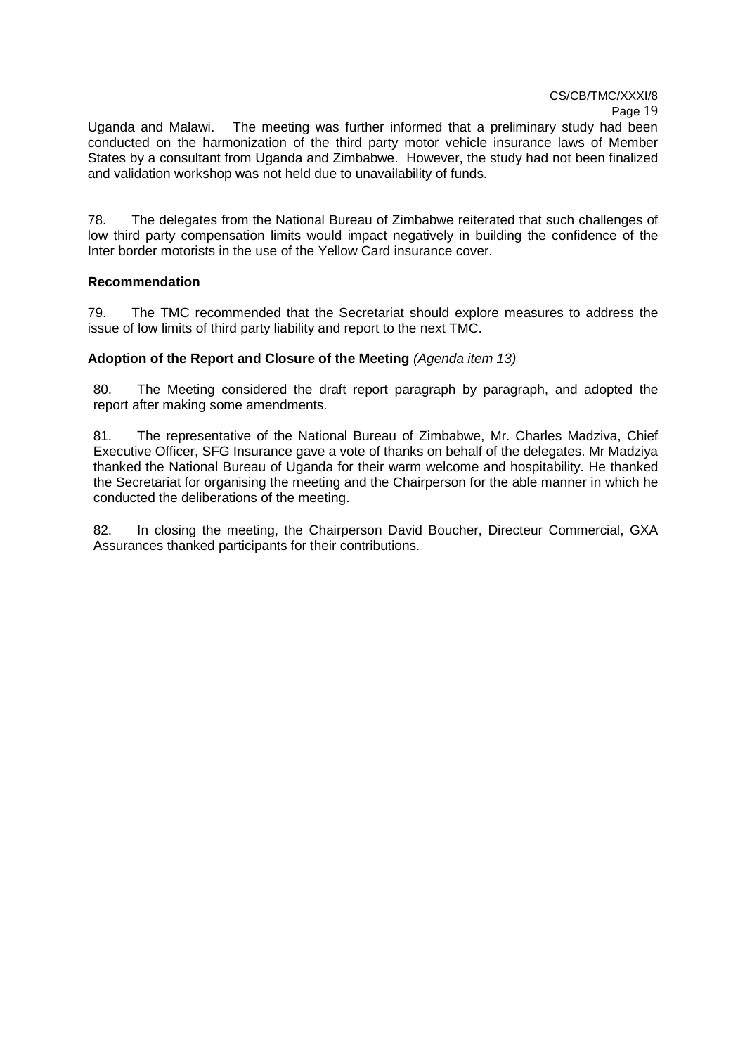Uganda and Malawi. The meeting was further informed that a preliminary study had been conducted on the harmonization of the third party motor vehicle insurance laws of Member States by a consultant from Uganda and Zimbabwe. However, the study had not been finalized and validation workshop was not held due to unavailability of funds.

78. The delegates from the National Bureau of Zimbabwe reiterated that such challenges of low third party compensation limits would impact negatively in building the confidence of the Inter border motorists in the use of the Yellow Card insurance cover.

**Recommendation**

79. The TMC recommended that the Secretariat should explore measures to address the issue of low limits of third party liability and report to the next TMC.

**Adoption of the Report and Closure of the Meeting** *(Agenda item 13)*

80. The Meeting considered the draft report paragraph by paragraph, and adopted the report after making some amendments.

81. The representative of the National Bureau of Zimbabwe, Mr. Charles Madziva, Chief Executive Officer, SFG Insurance gave a vote of thanks on behalf of the delegates. Mr Madziya thanked the National Bureau of Uganda for their warm welcome and hospitability. He thanked the Secretariat for organising the meeting and the Chairperson for the able manner in which he conducted the deliberations of the meeting.

82. In closing the meeting, the Chairperson David Boucher, Directeur Commercial, GXA Assurances thanked participants for their contributions.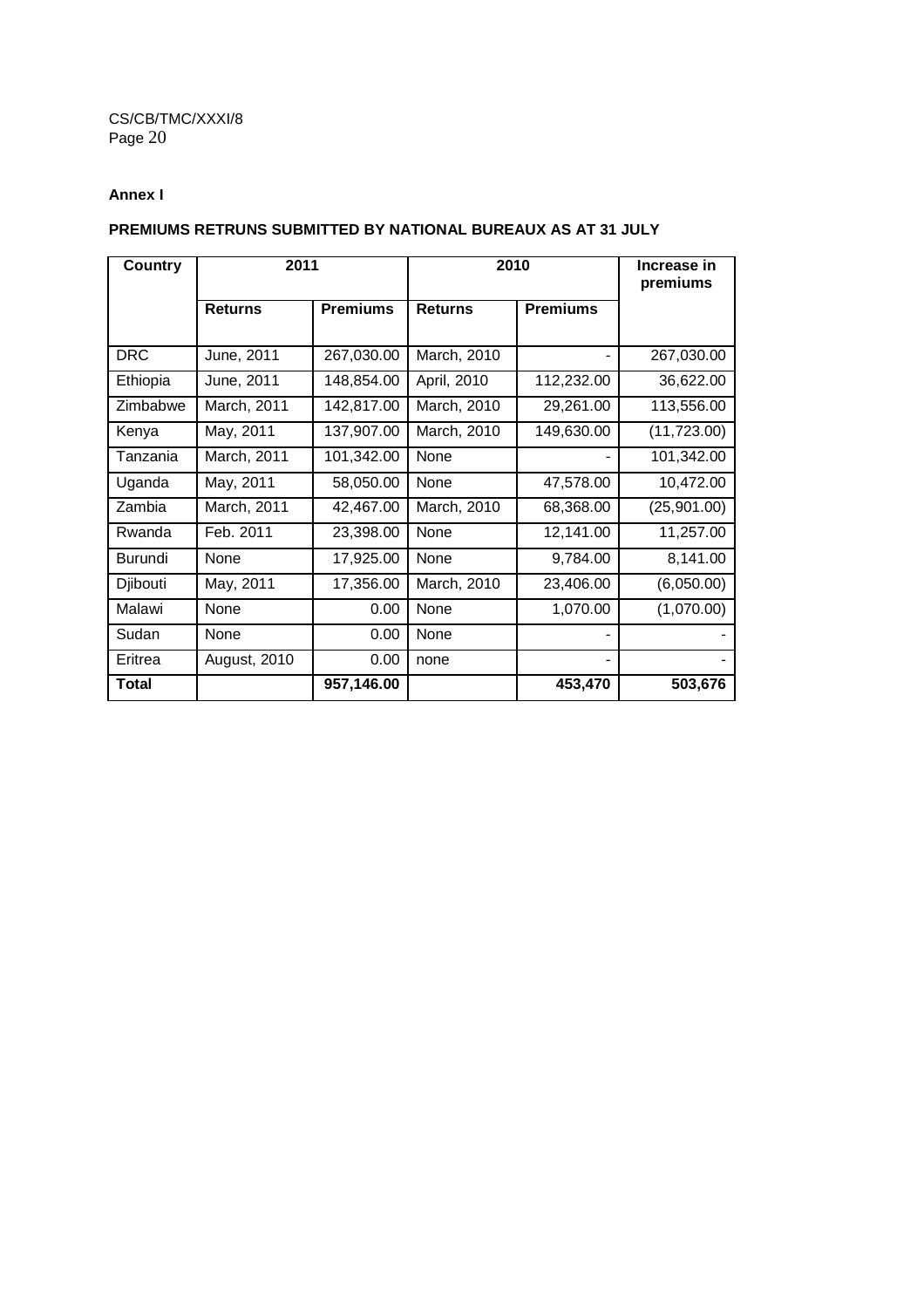**Annex I**

**PREMIUMS RETRUNS SUBMITTED BY NATIONAL BUREAUX AS AT 31 JULY**

| Country | 2011 | | 2010 | | Increase in premiums |
|---|---|---|---|---|---|
| | **Returns** | **Premiums** | **Returns** | **Premiums** | |
| DRC | June, 2011 | 267,030.00 | March, 2010 | - | 267,030.00 |
| Ethiopia | June, 2011 | 148,854.00 | April, 2010 | 112,232.00 | 36,622.00 |
| Zimbabwe | March, 2011 | 142,817.00 | March, 2010 | 29,261.00 | 113,556.00 |
| Kenya | May, 2011 | 137,907.00 | March, 2010 | 149,630.00 | (11,723.00) |
| Tanzania | March, 2011 | 101,342.00 | None | - | 101,342.00 |
| Uganda | May, 2011 | 58,050.00 | None | 47,578.00 | 10,472.00 |
| Zambia | March, 2011 | 42,467.00 | March, 2010 | 68,368.00 | (25,901.00) |
| Rwanda | Feb. 2011 | 23,398.00 | None | 12,141.00 | 11,257.00 |
| Burundi | None | 17,925.00 | None | 9,784.00 | 8,141.00 |
| Djibouti | May, 2011 | 17,356.00 | March, 2010 | 23,406.00 | (6,050.00) |
| Malawi | None | 0.00 | None | 1,070.00 | (1,070.00) |
| Sudan | None | 0.00 | None | - | - |
| Eritrea | August, 2010 | 0.00 | none | - | - |
| **Total** | | **957,146.00** | | **453,470** | **503,676** |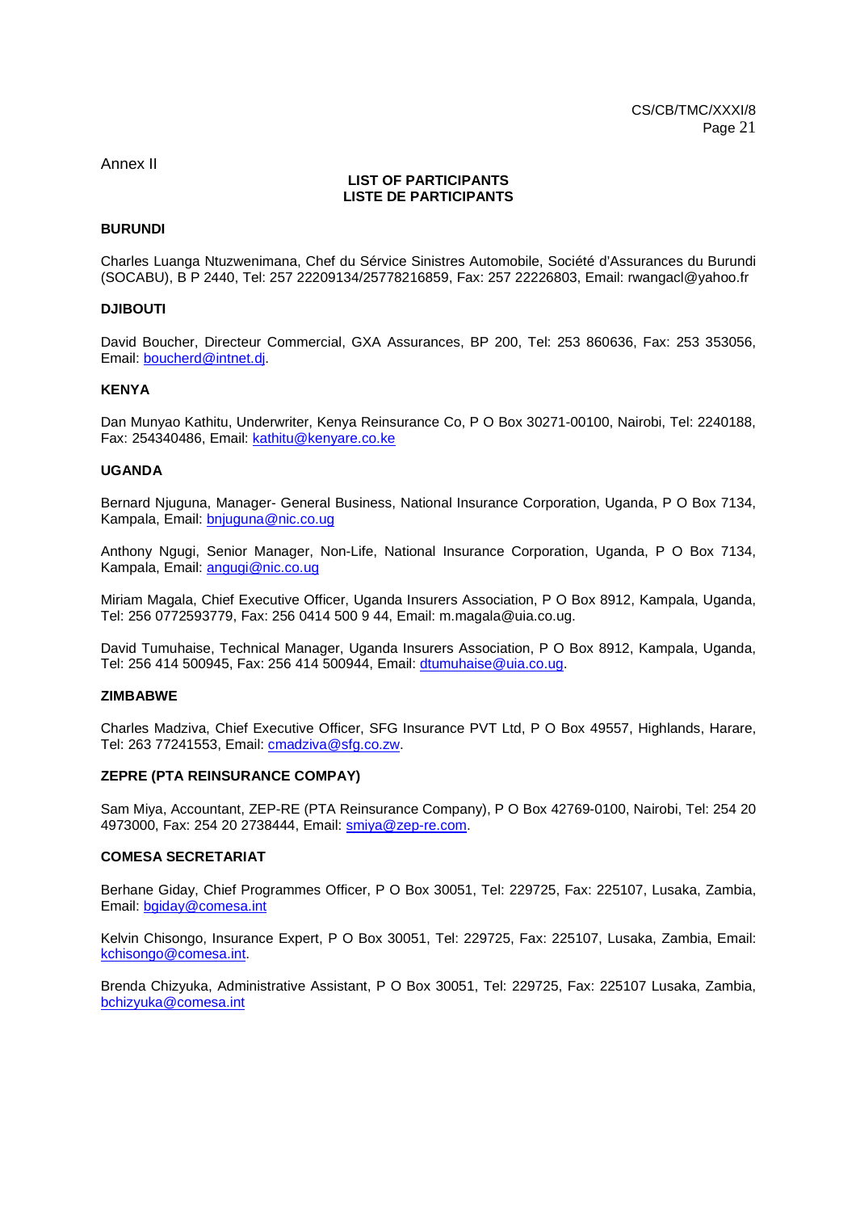Annex II

**LIST OF PARTICIPANTS**
**LISTE DE PARTICIPANTS**

**BURUNDI**

Charles Luanga Ntuzwenimana, Chef du Sérvice Sinistres Automobile, Société d'Assurances du Burundi (SOCABU), B P 2440, Tel: 257 22209134/25778216859, Fax: 257 22226803, Email: rwangacl@yahoo.fr

**DJIBOUTI**

David Boucher, Directeur Commercial, GXA Assurances, BP 200, Tel: 253 860636, Fax: 253 353056, Email: boucherd@intnet.dj.

**KENYA**

Dan Munyao Kathitu, Underwriter, Kenya Reinsurance Co, P O Box 30271-00100, Nairobi, Tel: 2240188, Fax: 254340486, Email: kathitu@kenyare.co.ke

**UGANDA**

Bernard Njuguna, Manager- General Business, National Insurance Corporation, Uganda, P O Box 7134, Kampala, Email: bnjuguna@nic.co.ug

Anthony Ngugi, Senior Manager, Non-Life, National Insurance Corporation, Uganda, P O Box 7134, Kampala, Email: angugi@nic.co.ug

Miriam Magala, Chief Executive Officer, Uganda Insurers Association, P O Box 8912, Kampala, Uganda, Tel: 256 0772593779, Fax: 256 0414 500 9 44, Email: m.magala@uia.co.ug.

David Tumuhaise, Technical Manager, Uganda Insurers Association, P O Box 8912, Kampala, Uganda, Tel: 256 414 500945, Fax: 256 414 500944, Email: dtumuhaise@uia.co.ug.

**ZIMBABWE**

Charles Madziva, Chief Executive Officer, SFG Insurance PVT Ltd, P O Box 49557, Highlands, Harare, Tel: 263 77241553, Email: cmadziva@sfg.co.zw.

**ZEPRE (PTA REINSURANCE COMPAY)**

Sam Miya, Accountant, ZEP-RE (PTA Reinsurance Company), P O Box 42769-0100, Nairobi, Tel: 254 20 4973000, Fax: 254 20 2738444, Email: smiya@zep-re.com.

**COMESA SECRETARIAT**

Berhane Giday, Chief Programmes Officer, P O Box 30051, Tel: 229725, Fax: 225107, Lusaka, Zambia, Email: bgiday@comesa.int

Kelvin Chisongo, Insurance Expert, P O Box 30051, Tel: 229725, Fax: 225107, Lusaka, Zambia, Email: kchisongo@comesa.int.

Brenda Chizyuka, Administrative Assistant, P O Box 30051, Tel: 229725, Fax: 225107 Lusaka, Zambia, bchizyuka@comesa.int